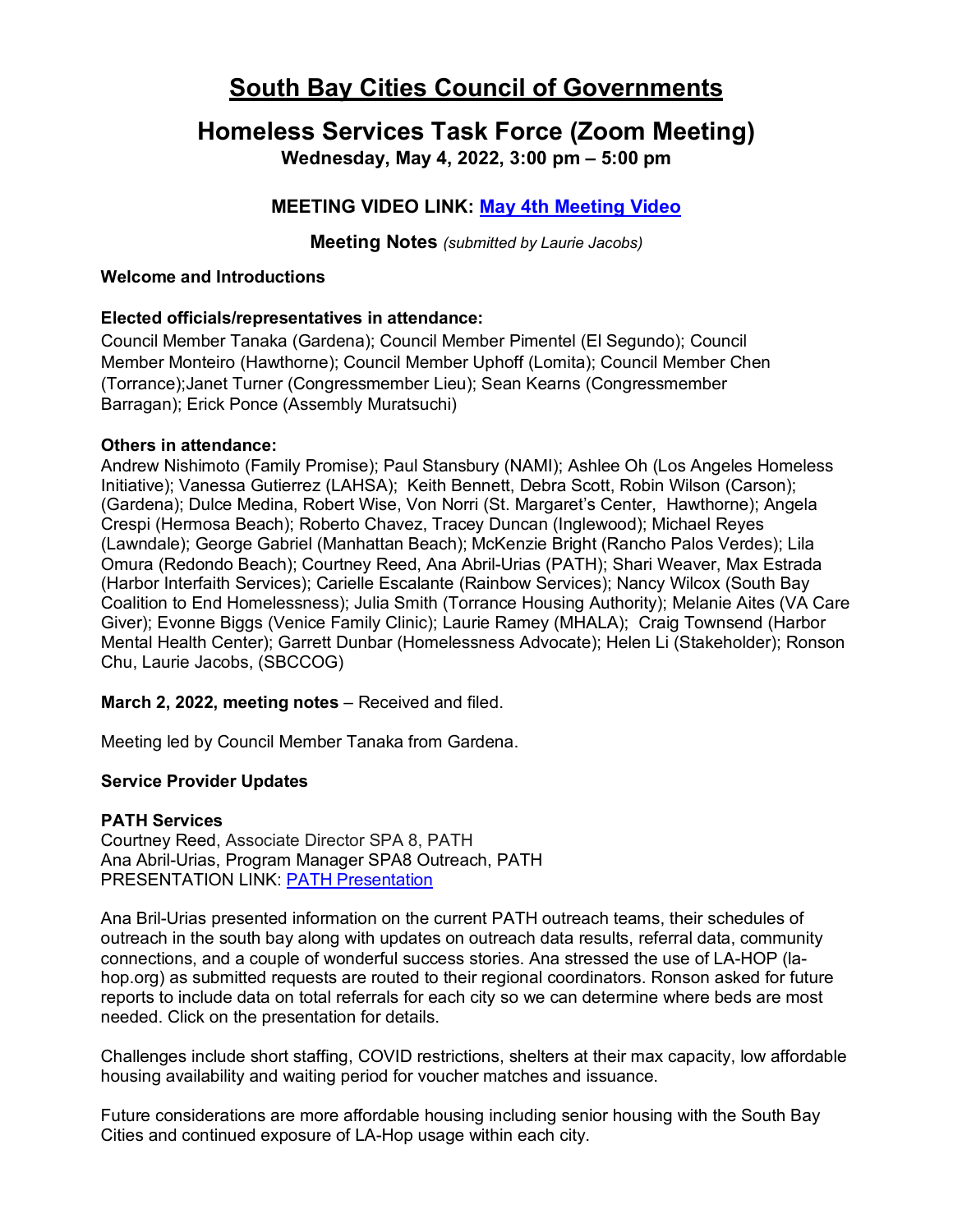# South Bay Cities Council of Governments

## Homeless Services Task Force (Zoom Meeting)

**Wednesday, May 4, 2022, 3:00 pm – 5:00 pm**

### MEETING VIDEO LINK: [May 4th Meeting Video]()

**Meeting Notes** *(submitted by Laurie Jacobs)*

**Welcome and Introductions**

**Elected officials/representatives in attendance:**
Council Member Tanaka (Gardena); Council Member Pimentel (El Segundo); Council Member Monteiro (Hawthorne); Council Member Uphoff (Lomita); Council Member Chen (Torrance);Janet Turner (Congressmember Lieu); Sean Kearns (Congressmember Barragan); Erick Ponce (Assembly Muratsuchi)

**Others in attendance:**
Andrew Nishimoto (Family Promise); Paul Stansbury (NAMI); Ashlee Oh (Los Angeles Homeless Initiative); Vanessa Gutierrez (LAHSA); Keith Bennett, Debra Scott, Robin Wilson (Carson); (Gardena); Dulce Medina, Robert Wise, Von Norri (St. Margaret's Center, Hawthorne); Angela Crespi (Hermosa Beach); Roberto Chavez, Tracey Duncan (Inglewood); Michael Reyes (Lawndale); George Gabriel (Manhattan Beach); McKenzie Bright (Rancho Palos Verdes); Lila Omura (Redondo Beach); Courtney Reed, Ana Abril-Urias (PATH); Shari Weaver, Max Estrada (Harbor Interfaith Services); Carielle Escalante (Rainbow Services); Nancy Wilcox (South Bay Coalition to End Homelessness); Julia Smith (Torrance Housing Authority); Melanie Aites (VA Care Giver); Evonne Biggs (Venice Family Clinic); Laurie Ramey (MHALA); Craig Townsend (Harbor Mental Health Center); Garrett Dunbar (Homelessness Advocate); Helen Li (Stakeholder); Ronson Chu, Laurie Jacobs, (SBCCOG)

**March 2, 2022, meeting notes** – Received and filed.

Meeting led by Council Member Tanaka from Gardena.

**Service Provider Updates**

**PATH Services**
Courtney Reed, Associate Director SPA 8, PATH
Ana Abril-Urias, Program Manager SPA8 Outreach, PATH
PRESENTATION LINK: [PATH Presentation]()

Ana Bril-Urias presented information on the current PATH outreach teams, their schedules of outreach in the south bay along with updates on outreach data results, referral data, community connections, and a couple of wonderful success stories. Ana stressed the use of LA-HOP (la-hop.org) as submitted requests are routed to their regional coordinators. Ronson asked for future reports to include data on total referrals for each city so we can determine where beds are most needed. Click on the presentation for details.

Challenges include short staffing, COVID restrictions, shelters at their max capacity, low affordable housing availability and waiting period for voucher matches and issuance.

Future considerations are more affordable housing including senior housing with the South Bay Cities and continued exposure of LA-Hop usage within each city.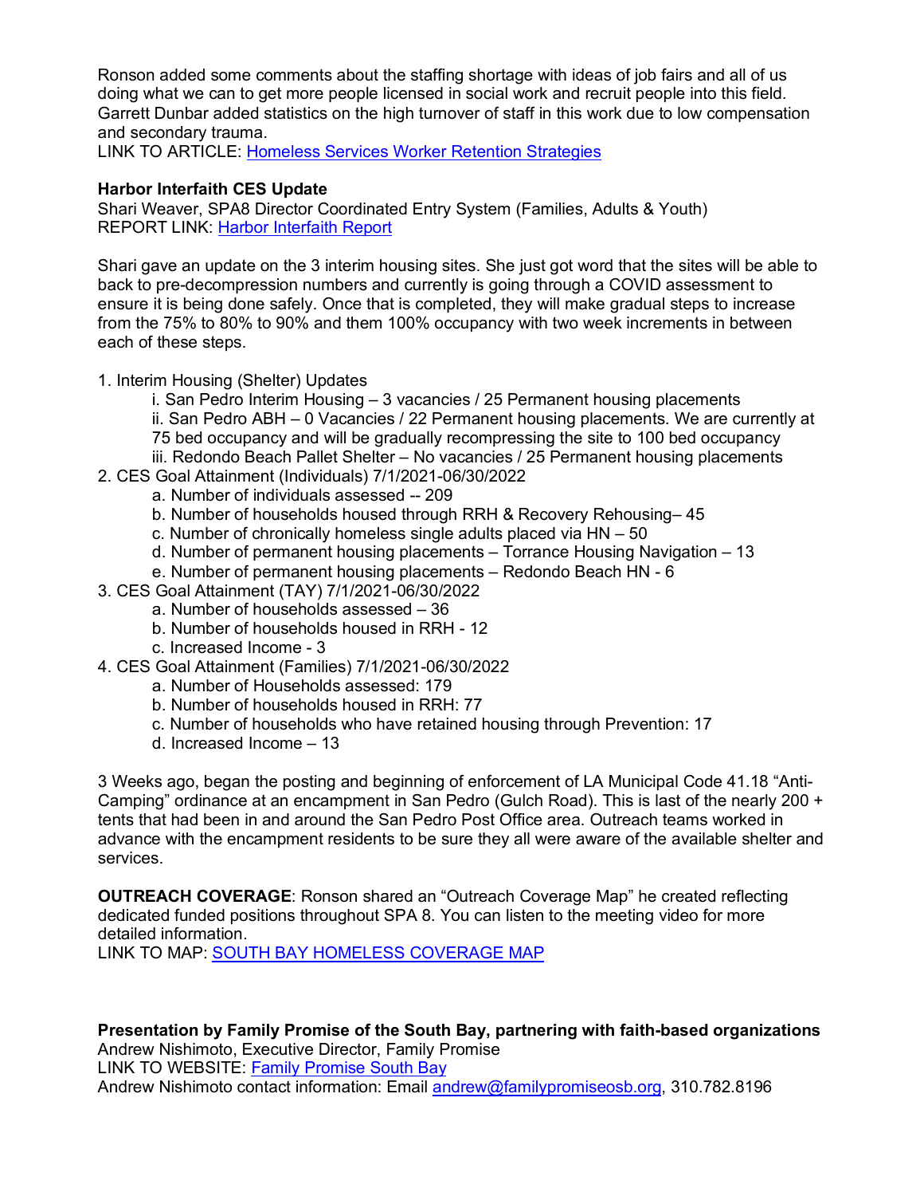Ronson added some comments about the staffing shortage with ideas of job fairs and all of us doing what we can to get more people licensed in social work and recruit people into this field. Garrett Dunbar added statistics on the high turnover of staff in this work due to low compensation and secondary trauma.
LINK TO ARTICLE: [Homeless Services Worker Retention Strategies]()

**Harbor Interfaith CES Update**
Shari Weaver, SPA8 Director Coordinated Entry System (Families, Adults & Youth)
REPORT LINK: [Harbor Interfaith Report]()

Shari gave an update on the 3 interim housing sites. She just got word that the sites will be able to back to pre-decompression numbers and currently is going through a COVID assessment to ensure it is being done safely. Once that is completed, they will make gradual steps to increase from the 75% to 80% to 90% and them 100% occupancy with two week increments in between each of these steps.

1. Interim Housing (Shelter) Updates
   i. San Pedro Interim Housing – 3 vacancies / 25 Permanent housing placements
   ii. San Pedro ABH – 0 Vacancies / 22 Permanent housing placements. We are currently at 75 bed occupancy and will be gradually recompressing the site to 100 bed occupancy
   iii. Redondo Beach Pallet Shelter – No vacancies / 25 Permanent housing placements
2. CES Goal Attainment (Individuals) 7/1/2021-06/30/2022
   a. Number of individuals assessed -- 209
   b. Number of households housed through RRH & Recovery Rehousing– 45
   c. Number of chronically homeless single adults placed via HN – 50
   d. Number of permanent housing placements – Torrance Housing Navigation – 13
   e. Number of permanent housing placements – Redondo Beach HN - 6
3. CES Goal Attainment (TAY) 7/1/2021-06/30/2022
   a. Number of households assessed – 36
   b. Number of households housed in RRH - 12
   c. Increased Income - 3
4. CES Goal Attainment (Families) 7/1/2021-06/30/2022
   a. Number of Households assessed: 179
   b. Number of households housed in RRH: 77
   c. Number of households who have retained housing through Prevention: 17
   d. Increased Income – 13

3 Weeks ago, began the posting and beginning of enforcement of LA Municipal Code 41.18 "Anti-Camping" ordinance at an encampment in San Pedro (Gulch Road). This is last of the nearly 200 + tents that had been in and around the San Pedro Post Office area. Outreach teams worked in advance with the encampment residents to be sure they all were aware of the available shelter and services.

**OUTREACH COVERAGE**: Ronson shared an "Outreach Coverage Map" he created reflecting dedicated funded positions throughout SPA 8. You can listen to the meeting video for more detailed information.
LINK TO MAP: [SOUTH BAY HOMELESS COVERAGE MAP]()

**Presentation by Family Promise of the South Bay, partnering with faith-based organizations**
Andrew Nishimoto, Executive Director, Family Promise
LINK TO WEBSITE: [Family Promise South Bay]()
Andrew Nishimoto contact information: Email andrew@familypromiseosb.org, 310.782.8196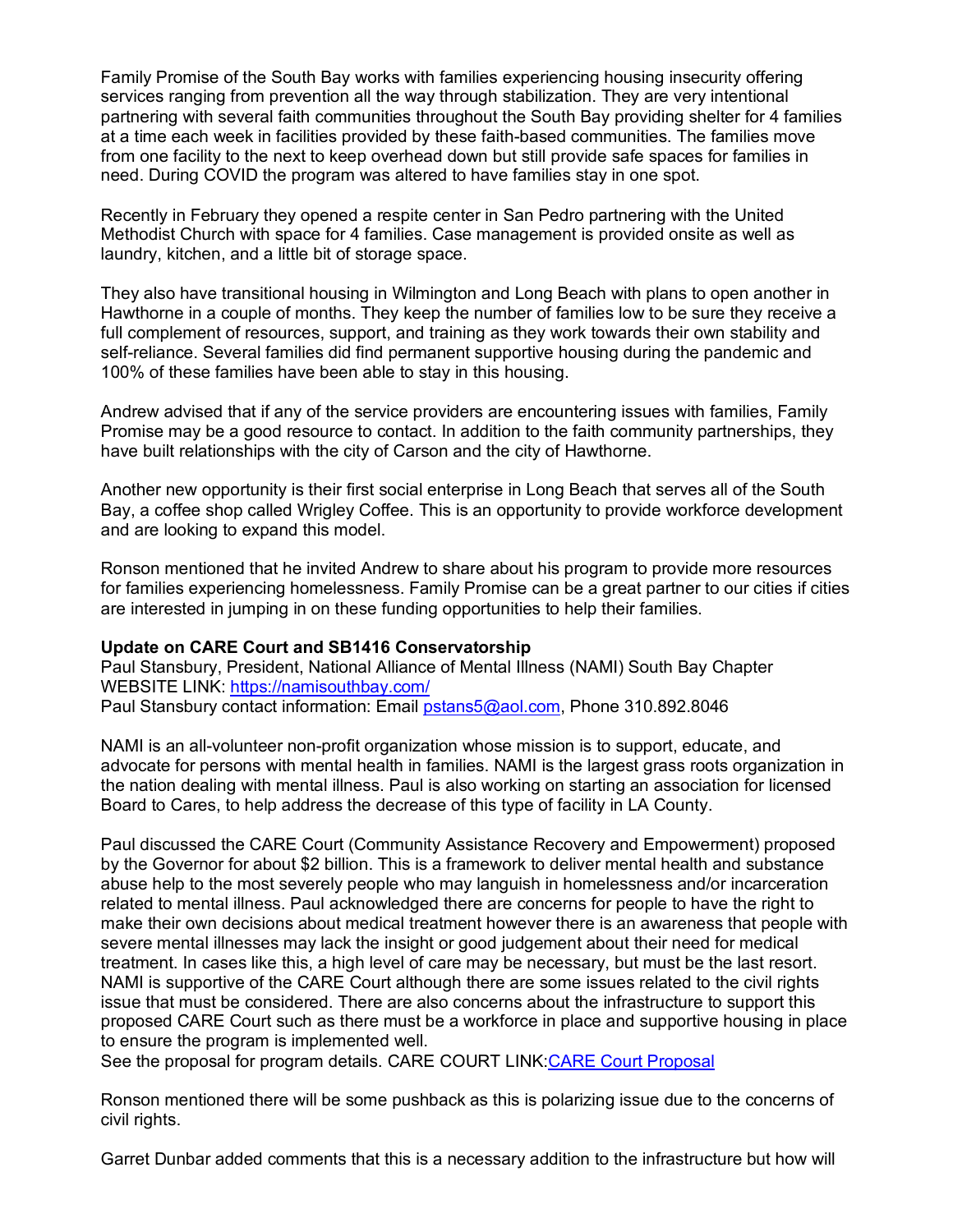Family Promise of the South Bay works with families experiencing housing insecurity offering services ranging from prevention all the way through stabilization. They are very intentional partnering with several faith communities throughout the South Bay providing shelter for 4 families at a time each week in facilities provided by these faith-based communities. The families move from one facility to the next to keep overhead down but still provide safe spaces for families in need. During COVID the program was altered to have families stay in one spot.

Recently in February they opened a respite center in San Pedro partnering with the United Methodist Church with space for 4 families. Case management is provided onsite as well as laundry, kitchen, and a little bit of storage space.

They also have transitional housing in Wilmington and Long Beach with plans to open another in Hawthorne in a couple of months. They keep the number of families low to be sure they receive a full complement of resources, support, and training as they work towards their own stability and self-reliance. Several families did find permanent supportive housing during the pandemic and 100% of these families have been able to stay in this housing.

Andrew advised that if any of the service providers are encountering issues with families, Family Promise may be a good resource to contact. In addition to the faith community partnerships, they have built relationships with the city of Carson and the city of Hawthorne.

Another new opportunity is their first social enterprise in Long Beach that serves all of the South Bay, a coffee shop called Wrigley Coffee. This is an opportunity to provide workforce development and are looking to expand this model.

Ronson mentioned that he invited Andrew to share about his program to provide more resources for families experiencing homelessness. Family Promise can be a great partner to our cities if cities are interested in jumping in on these funding opportunities to help their families.

**Update on CARE Court and SB1416 Conservatorship**
Paul Stansbury, President, National Alliance of Mental Illness (NAMI) South Bay Chapter
WEBSITE LINK: [https://namisouthbay.com/](https://namisouthbay.com/)
Paul Stansbury contact information: Email [pstans5@aol.com](mailto:pstans5@aol.com), Phone 310.892.8046

NAMI is an all-volunteer non-profit organization whose mission is to support, educate, and advocate for persons with mental health in families. NAMI is the largest grass roots organization in the nation dealing with mental illness. Paul is also working on starting an association for licensed Board to Cares, to help address the decrease of this type of facility in LA County.

Paul discussed the CARE Court (Community Assistance Recovery and Empowerment) proposed by the Governor for about $2 billion. This is a framework to deliver mental health and substance abuse help to the most severely people who may languish in homelessness and/or incarceration related to mental illness. Paul acknowledged there are concerns for people to have the right to make their own decisions about medical treatment however there is an awareness that people with severe mental illnesses may lack the insight or good judgement about their need for medical treatment. In cases like this, a high level of care may be necessary, but must be the last resort. NAMI is supportive of the CARE Court although there are some issues related to the civil rights issue that must be considered. There are also concerns about the infrastructure to support this proposed CARE Court such as there must be a workforce in place and supportive housing in place to ensure the program is implemented well.
See the proposal for program details. CARE COURT LINK:[CARE Court Proposal]()

Ronson mentioned there will be some pushback as this is polarizing issue due to the concerns of civil rights.

Garret Dunbar added comments that this is a necessary addition to the infrastructure but how will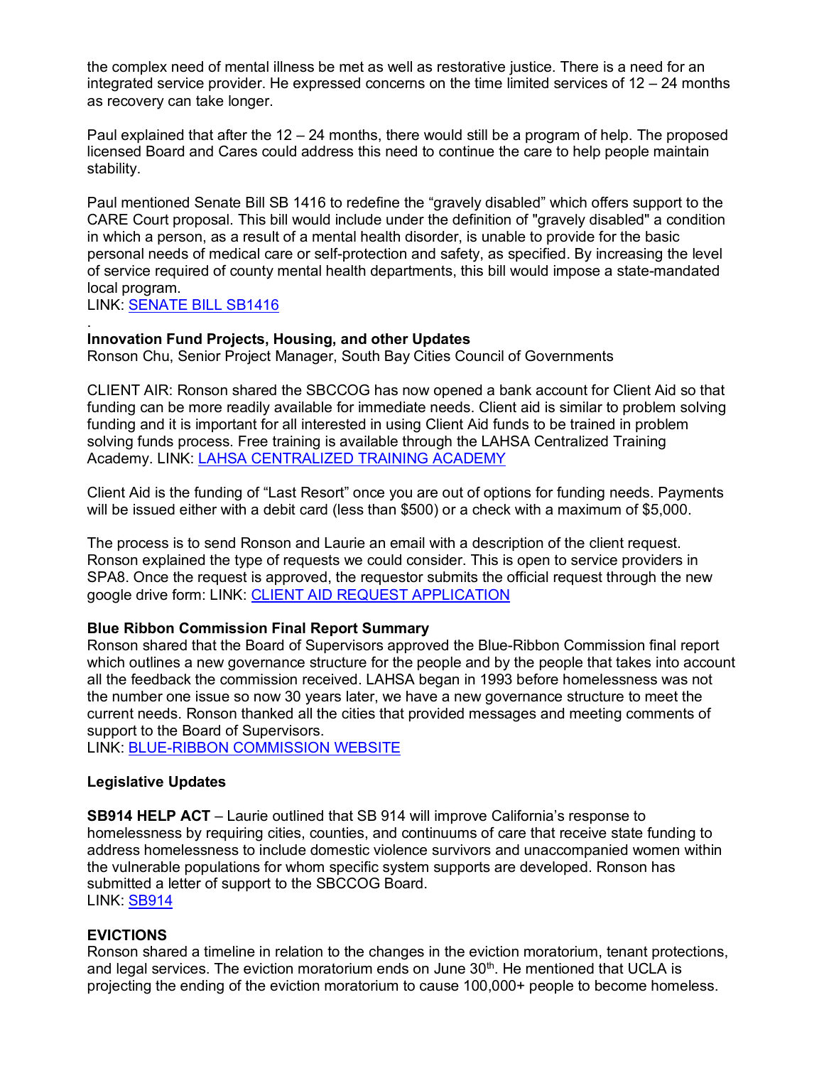the complex need of mental illness be met as well as restorative justice. There is a need for an integrated service provider. He expressed concerns on the time limited services of 12 – 24 months as recovery can take longer.

Paul explained that after the 12 – 24 months, there would still be a program of help. The proposed licensed Board and Cares could address this need to continue the care to help people maintain stability.

Paul mentioned Senate Bill SB 1416 to redefine the "gravely disabled" which offers support to the CARE Court proposal. This bill would include under the definition of "gravely disabled" a condition in which a person, as a result of a mental health disorder, is unable to provide for the basic personal needs of medical care or self-protection and safety, as specified. By increasing the level of service required of county mental health departments, this bill would impose a state-mandated local program.
LINK: SENATE BILL SB1416

.

**Innovation Fund Projects, Housing, and other Updates**
Ronson Chu, Senior Project Manager, South Bay Cities Council of Governments

CLIENT AIR: Ronson shared the SBCCOG has now opened a bank account for Client Aid so that funding can be more readily available for immediate needs. Client aid is similar to problem solving funding and it is important for all interested in using Client Aid funds to be trained in problem solving funds process. Free training is available through the LAHSA Centralized Training Academy. LINK: LAHSA CENTRALIZED TRAINING ACADEMY

Client Aid is the funding of "Last Resort" once you are out of options for funding needs. Payments will be issued either with a debit card (less than $500) or a check with a maximum of $5,000.

The process is to send Ronson and Laurie an email with a description of the client request. Ronson explained the type of requests we could consider. This is open to service providers in SPA8. Once the request is approved, the requestor submits the official request through the new google drive form: LINK: CLIENT AID REQUEST APPLICATION

**Blue Ribbon Commission Final Report Summary**
Ronson shared that the Board of Supervisors approved the Blue-Ribbon Commission final report which outlines a new governance structure for the people and by the people that takes into account all the feedback the commission received. LAHSA began in 1993 before homelessness was not the number one issue so now 30 years later, we have a new governance structure to meet the current needs. Ronson thanked all the cities that provided messages and meeting comments of support to the Board of Supervisors.
LINK: BLUE-RIBBON COMMISSION WEBSITE

**Legislative Updates**

**SB914 HELP ACT** – Laurie outlined that SB 914 will improve California's response to homelessness by requiring cities, counties, and continuums of care that receive state funding to address homelessness to include domestic violence survivors and unaccompanied women within the vulnerable populations for whom specific system supports are developed. Ronson has submitted a letter of support to the SBCCOG Board.
LINK: SB914

**EVICTIONS**
Ronson shared a timeline in relation to the changes in the eviction moratorium, tenant protections, and legal services. The eviction moratorium ends on June 30th. He mentioned that UCLA is projecting the ending of the eviction moratorium to cause 100,000+ people to become homeless.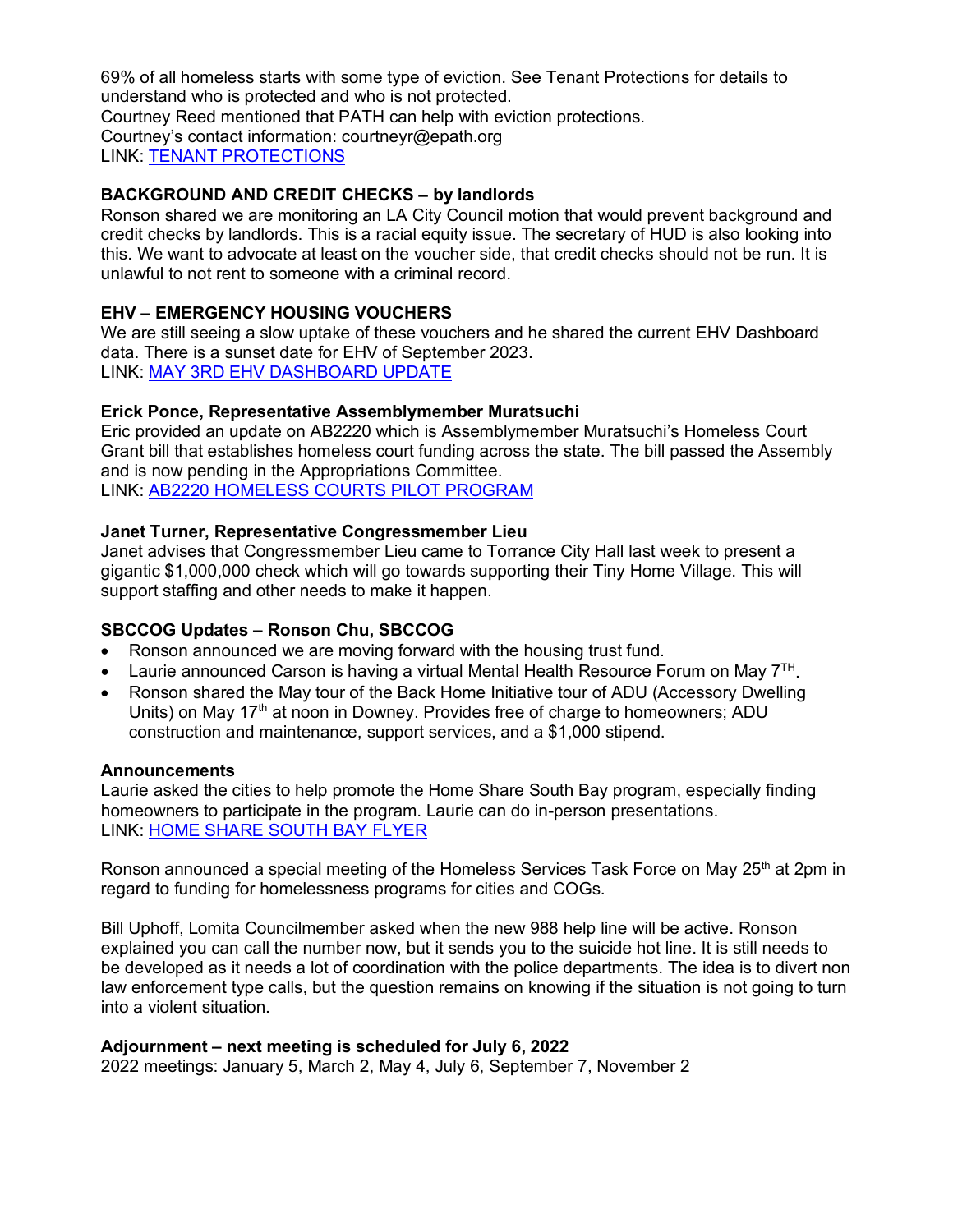69% of all homeless starts with some type of eviction. See Tenant Protections for details to understand who is protected and who is not protected.
Courtney Reed mentioned that PATH can help with eviction protections.
Courtney's contact information: courtneyr@epath.org
LINK: TENANT PROTECTIONS

**BACKGROUND AND CREDIT CHECKS – by landlords**
Ronson shared we are monitoring an LA City Council motion that would prevent background and credit checks by landlords. This is a racial equity issue. The secretary of HUD is also looking into this. We want to advocate at least on the voucher side, that credit checks should not be run. It is unlawful to not rent to someone with a criminal record.

**EHV – EMERGENCY HOUSING VOUCHERS**
We are still seeing a slow uptake of these vouchers and he shared the current EHV Dashboard data. There is a sunset date for EHV of September 2023.
LINK: MAY 3RD EHV DASHBOARD UPDATE

**Erick Ponce, Representative Assemblymember Muratsuchi**
Eric provided an update on AB2220 which is Assemblymember Muratsuchi's Homeless Court Grant bill that establishes homeless court funding across the state. The bill passed the Assembly and is now pending in the Appropriations Committee.
LINK: AB2220 HOMELESS COURTS PILOT PROGRAM

**Janet Turner, Representative Congressmember Lieu**
Janet advises that Congressmember Lieu came to Torrance City Hall last week to present a gigantic $1,000,000 check which will go towards supporting their Tiny Home Village. This will support staffing and other needs to make it happen.

**SBCCOG Updates – Ronson Chu, SBCCOG**

- Ronson announced we are moving forward with the housing trust fund.
- Laurie announced Carson is having a virtual Mental Health Resource Forum on May 7TH.
- Ronson shared the May tour of the Back Home Initiative tour of ADU (Accessory Dwelling Units) on May 17th at noon in Downey. Provides free of charge to homeowners; ADU construction and maintenance, support services, and a $1,000 stipend.

**Announcements**
Laurie asked the cities to help promote the Home Share South Bay program, especially finding homeowners to participate in the program. Laurie can do in-person presentations.
LINK: HOME SHARE SOUTH BAY FLYER

Ronson announced a special meeting of the Homeless Services Task Force on May 25th at 2pm in regard to funding for homelessness programs for cities and COGs.

Bill Uphoff, Lomita Councilmember asked when the new 988 help line will be active. Ronson explained you can call the number now, but it sends you to the suicide hot line. It is still needs to be developed as it needs a lot of coordination with the police departments. The idea is to divert non law enforcement type calls, but the question remains on knowing if the situation is not going to turn into a violent situation.

**Adjournment – next meeting is scheduled for July 6, 2022**
2022 meetings: January 5, March 2, May 4, July 6, September 7, November 2